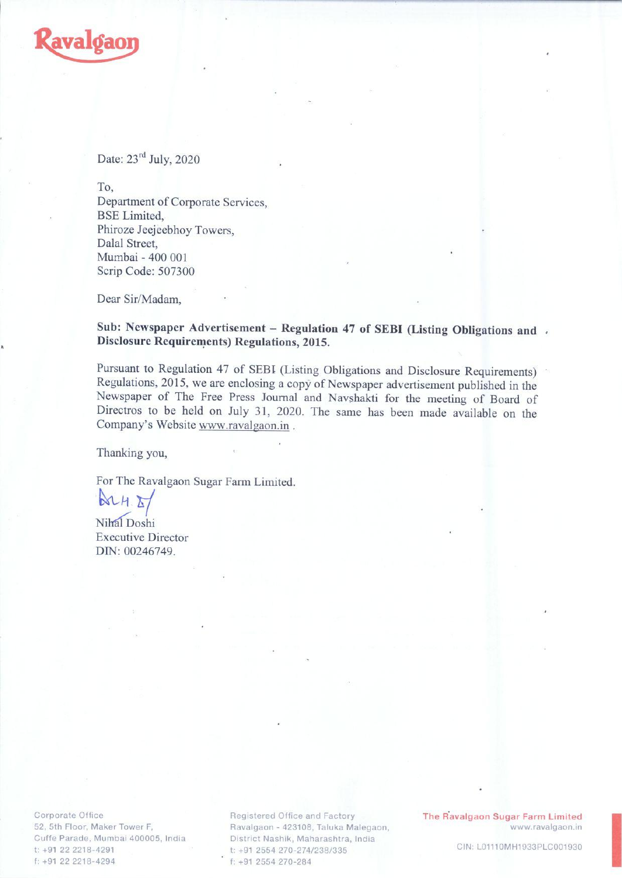Ravalgaon

Date: 23rd July, 2020

To,
Department of Corporate Services,
BSE Limited,
Phiroze Jeejeebhoy Towers,
Dalal Street,
Mumbai - 400 001
Scrip Code: 507300

Dear Sir/Madam,

**Sub: Newspaper Advertisement – Regulation 47 of SEBI (Listing Obligations and Disclosure Requirements) Regulations, 2015.**

Pursuant to Regulation 47 of SEBI (Listing Obligations and Disclosure Requirements) Regulations, 2015, we are enclosing a copy of Newspaper advertisement published in the Newspaper of The Free Press Journal and Navshakti for the meeting of Board of Directros to be held on July 31, 2020. The same has been made available on the Company's Website www.ravalgaon.in .

Thanking you,

For The Ravalgaon Sugar Farm Limited.

Nihal Doshi
Executive Director
DIN: 00246749.

Corporate Office
52, 5th Floor, Maker Tower F,
Cuffe Parade, Mumbai 400005, India
t: +91 22 2218-4291
f: +91 22 2218-4294

Registered Office and Factory
Ravalgaon - 423108, Taluka Malegaon,
District Nashik, Maharashtra, India
t: +91 2554 270-274/238/335
f: +91 2554 270-284

The Ravalgaon Sugar Farm Limited
www.ravalgaon.in
CIN: L01110MH1933PLC001930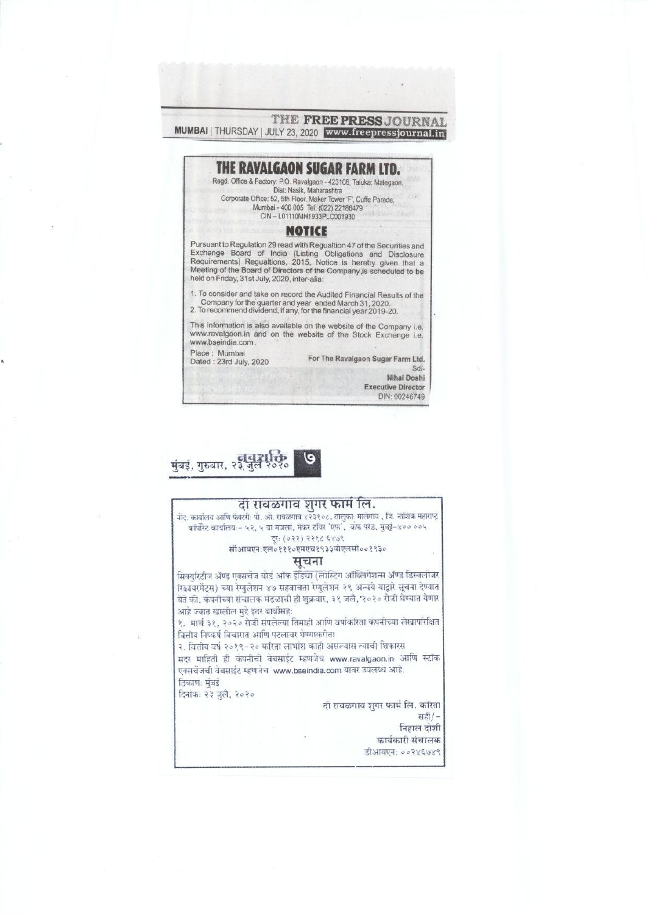THE FREE PRESS JOURNAL
MUMBAI | THURSDAY | JULY 23, 2020 www.freepressjournal.in

# THE RAVALGAON SUGAR FARM LTD.

Regd. Office & Factory: P.O. Ravalgaon - 423108, Taluka: Malegaon, Dist: Nasik, Maharashtra
Corporate Office: 52, 5th Floor, Maker Tower 'F', Cuffe Parade, Mumbai - 400 005 Tel: (022) 22186479
CIN – L01110MH1933PLC001930

## NOTICE

Pursuant to Regulation 29 read with Regualtion 47 of the Securities and Exchange Board of India (Listing Obligations and Disclosure Requirements) Regualtions, 2015, Notice is hereby given that a Meeting of the Board of Directors of the Company is scheduled to be held on Friday, 31st July, 2020, inter-alia:

1. To consider and take on record the Audited Financial Results of the Company for the quarter and year ended March 31, 2020.
2. To recommend dividend, if any, for the financial year 2019-20.

This information is also available on the website of the Company i.e. www.ravalgaon.in and on the website of the Stock Exchange i.e. www.bseindia.com.

Place : Mumbai
Dated : 23rd July, 2020

For The Ravalgaon Sugar Farm Ltd.
Sd/-
Nihal Doshi
Executive Director
DIN: 00246749

---

मुंबई, गुरुवार, २३ जुलै २०२० नवशक्ति ७

# दी रावळगाव शुगर फार्म लि.

नोंद. कार्यालय आणि फॅक्टरी: पी. ओ. रावळगाव ४२३१०८, तालुका: मालेगाव, जि. नाशिक महाराष्ट्र
कॉर्पोरेट कार्यालय:- ५२, ५ वा मजला, मेकर टॉवर 'एफ', कफ परेड, मुंबई-४०० ००५
दूर: (०२२) २२१८ ६४७९
सीआयएन: एल०१११०एमएच१९३३पीएलसी००१९३०

## सूचना

सिक्युरिटीज अँण्ड एक्सचेंज बोर्ड ऑफ इंडिया (लिस्टिंग ऑब्लिगेशन्स अँण्ड डिस्क्लोजर रिक्वायरमेंट्स) च्या रेग्युलेशन ४७ सहवाचता रेग्युलेशन २९ अन्वये याद्वारे सूचना देण्यात येते की, कंपनीच्या संचालक मंडळाची ही शुक्रवार, ३१ जुलै, २०२० रोजी घेण्यात येणार आहे ज्यात खालील मुद्दे इतर बाबींसह:

१. मार्च ३१, २०२० रोजी संपलेल्या तिमाही आणि वर्षाकरिता कंपनीच्या लेखापरिक्षित वित्तीय निष्कर्ष विचारात आणि पटलावर घेण्याकरीता
२. वित्तीय वर्ष २०१९-२० करिता लाभांश काही असल्यास त्याची शिफारस

सदर माहिती ही कंपनीची वेबसाईट म्हणजेच www.ravalgaon.in आणि स्टॉक एक्सचेंजची वेबसाईट म्हणजेच www.bseindia.com यावर उपलब्ध आहे.

ठिकाण: मुंबई
दिनांक: २३ जुलै, २०२०

दी रावळगाव शुगर फार्म लि. करिता
सही/-
निहाल दोशी
कार्यकारी संचालक
डीआयएन: ००२४६७४९